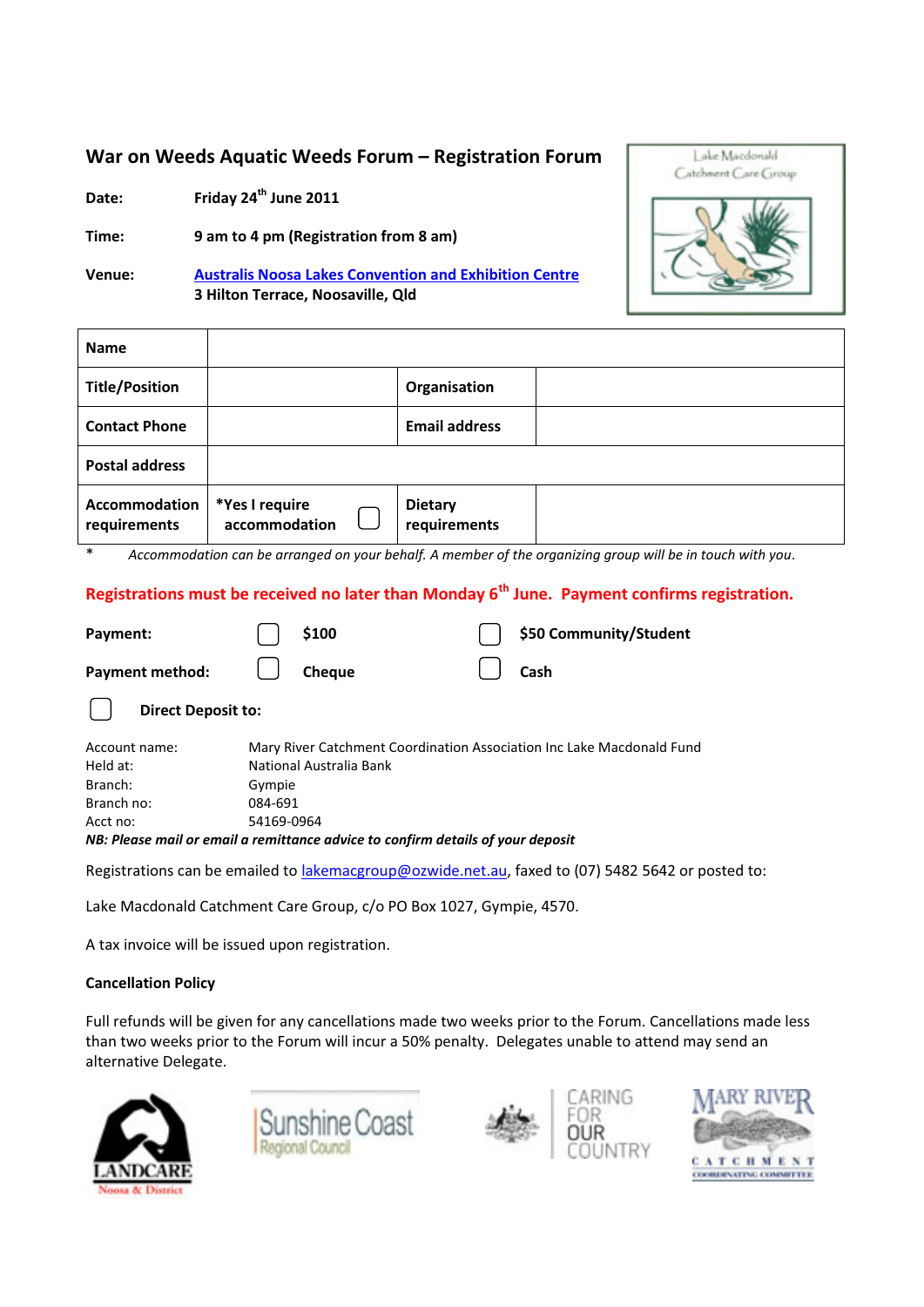## War on Weeds Aquatic Weeds Forum – Registration Forum

**Date:** Friday 24th June 2011

**Time:** 9 am to 4 pm (Registration from 8 am)

**Venue:** [Australis Noosa Lakes Convention and Exhibition Centre](#)
3 Hilton Terrace, Noosaville, Qld

| **Name** | | | |
|---|---|---|---|
| **Title/Position** | | **Organisation** | |
| **Contact Phone** | | **Email address** | |
| **Postal address** | | | |
| **Accommodation requirements** | ***Yes I require accommodation** ☐ | **Dietary requirements** | |

\* *Accommodation can be arranged on your behalf. A member of the organizing group will be in touch with you.*

**Registrations must be received no later than Monday 6th June. Payment confirms registration.**

**Payment:** ☐ **$100** ☐ **$50 Community/Student**

**Payment method:** ☐ **Cheque** ☐ **Cash**

☐ **Direct Deposit to:**

| | |
|---|---|
| Account name: | Mary River Catchment Coordination Association Inc Lake Macdonald Fund |
| Held at: | National Australia Bank |
| Branch: | Gympie |
| Branch no: | 084-691 |
| Acct no: | 54169-0964 |

***NB: Please mail or email a remittance advice to confirm details of your deposit***

Registrations can be emailed to lakemacgroup@ozwide.net.au, faxed to (07) 5482 5642 or posted to:

Lake Macdonald Catchment Care Group, c/o PO Box 1027, Gympie, 4570.

A tax invoice will be issued upon registration.

**Cancellation Policy**

Full refunds will be given for any cancellations made two weeks prior to the Forum. Cancellations made less than two weeks prior to the Forum will incur a 50% penalty. Delegates unable to attend may send an alternative Delegate.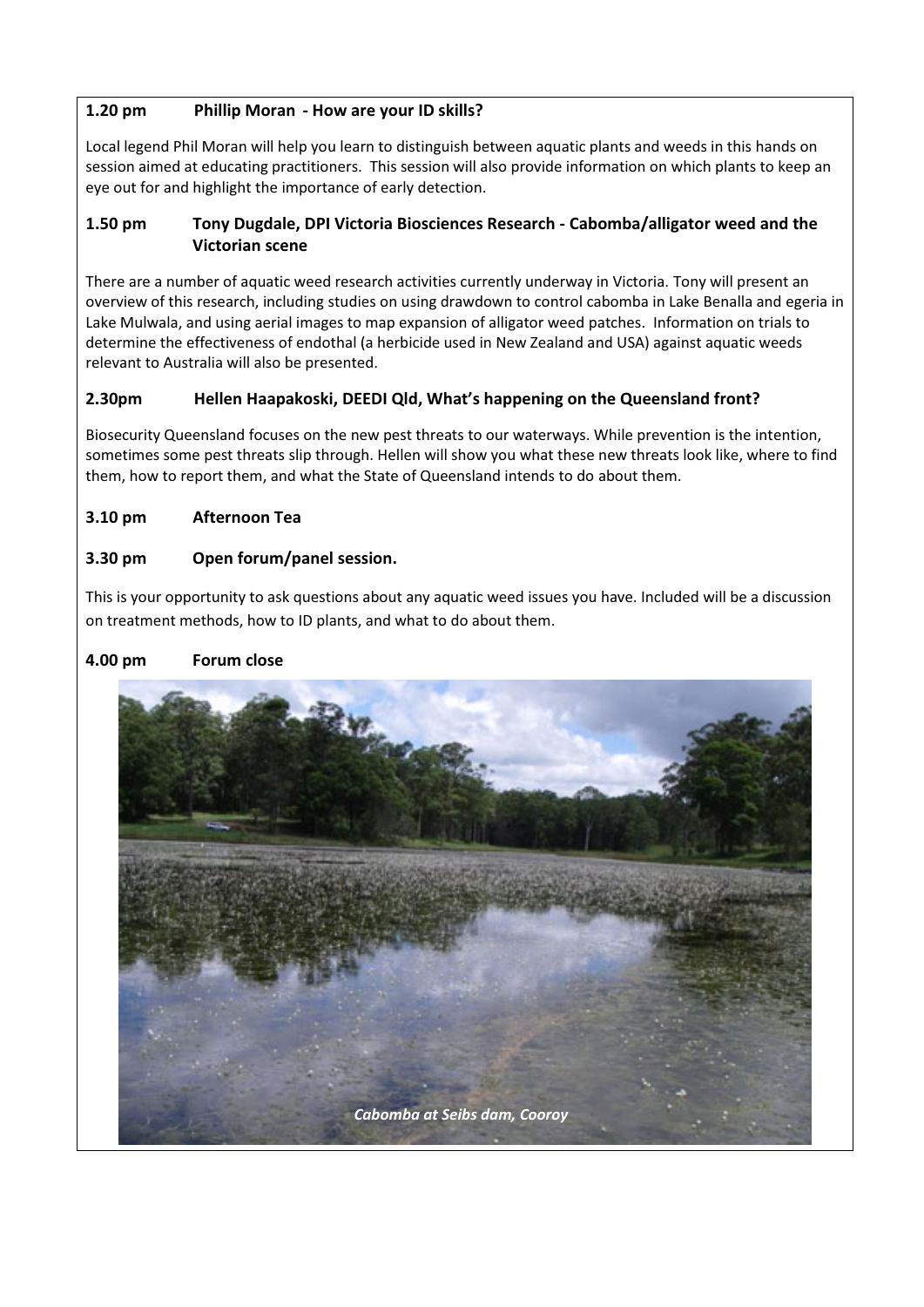**1.20 pm Phillip Moran - How are your ID skills?**

Local legend Phil Moran will help you learn to distinguish between aquatic plants and weeds in this hands on session aimed at educating practitioners. This session will also provide information on which plants to keep an eye out for and highlight the importance of early detection.

**1.50 pm Tony Dugdale, DPI Victoria Biosciences Research - Cabomba/alligator weed and the Victorian scene**

There are a number of aquatic weed research activities currently underway in Victoria. Tony will present an overview of this research, including studies on using drawdown to control cabomba in Lake Benalla and egeria in Lake Mulwala, and using aerial images to map expansion of alligator weed patches. Information on trials to determine the effectiveness of endothal (a herbicide used in New Zealand and USA) against aquatic weeds relevant to Australia will also be presented.

**2.30pm Hellen Haapakoski, DEEDI Qld, What's happening on the Queensland front?**

Biosecurity Queensland focuses on the new pest threats to our waterways. While prevention is the intention, sometimes some pest threats slip through. Hellen will show you what these new threats look like, where to find them, how to report them, and what the State of Queensland intends to do about them.

**3.10 pm Afternoon Tea**

**3.30 pm Open forum/panel session.**

This is your opportunity to ask questions about any aquatic weed issues you have. Included will be a discussion on treatment methods, how to ID plants, and what to do about them.

**4.00 pm Forum close**

*Cabomba at Seibs dam, Cooroy*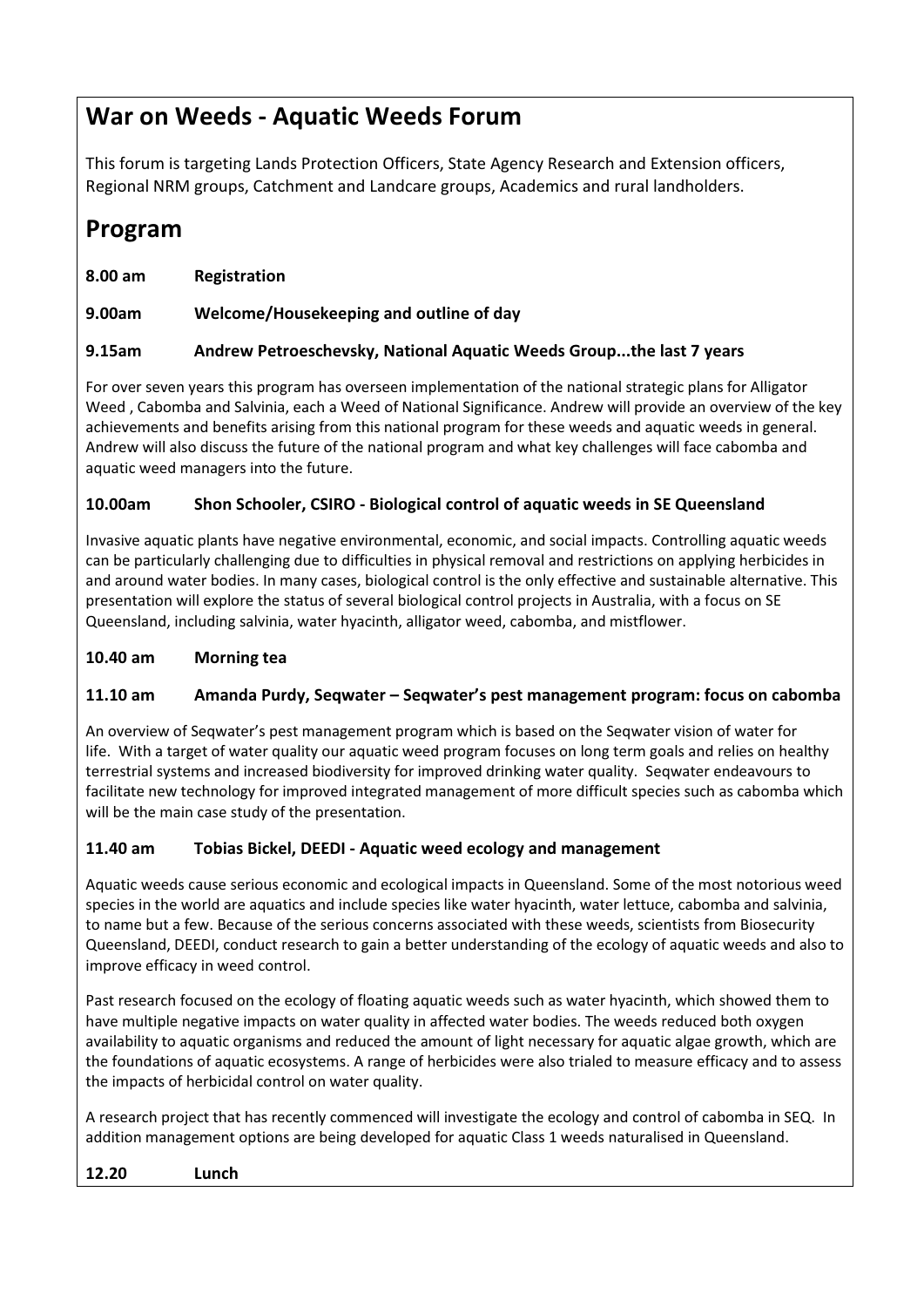## War on Weeds - Aquatic Weeds Forum

This forum is targeting Lands Protection Officers, State Agency Research and Extension officers, Regional NRM groups, Catchment and Landcare groups, Academics and rural landholders.

## Program

**8.00 am Registration**

**9.00am Welcome/Housekeeping and outline of day**

**9.15am Andrew Petroeschevsky, National Aquatic Weeds Group...the last 7 years**

For over seven years this program has overseen implementation of the national strategic plans for Alligator Weed , Cabomba and Salvinia, each a Weed of National Significance. Andrew will provide an overview of the key achievements and benefits arising from this national program for these weeds and aquatic weeds in general. Andrew will also discuss the future of the national program and what key challenges will face cabomba and aquatic weed managers into the future.

**10.00am Shon Schooler, CSIRO - Biological control of aquatic weeds in SE Queensland**

Invasive aquatic plants have negative environmental, economic, and social impacts. Controlling aquatic weeds can be particularly challenging due to difficulties in physical removal and restrictions on applying herbicides in and around water bodies. In many cases, biological control is the only effective and sustainable alternative. This presentation will explore the status of several biological control projects in Australia, with a focus on SE Queensland, including salvinia, water hyacinth, alligator weed, cabomba, and mistflower.

**10.40 am Morning tea**

**11.10 am Amanda Purdy, Seqwater – Seqwater's pest management program: focus on cabomba**

An overview of Seqwater's pest management program which is based on the Seqwater vision of water for life. With a target of water quality our aquatic weed program focuses on long term goals and relies on healthy terrestrial systems and increased biodiversity for improved drinking water quality. Seqwater endeavours to facilitate new technology for improved integrated management of more difficult species such as cabomba which will be the main case study of the presentation.

**11.40 am Tobias Bickel, DEEDI - Aquatic weed ecology and management**

Aquatic weeds cause serious economic and ecological impacts in Queensland. Some of the most notorious weed species in the world are aquatics and include species like water hyacinth, water lettuce, cabomba and salvinia, to name but a few. Because of the serious concerns associated with these weeds, scientists from Biosecurity Queensland, DEEDI, conduct research to gain a better understanding of the ecology of aquatic weeds and also to improve efficacy in weed control.

Past research focused on the ecology of floating aquatic weeds such as water hyacinth, which showed them to have multiple negative impacts on water quality in affected water bodies. The weeds reduced both oxygen availability to aquatic organisms and reduced the amount of light necessary for aquatic algae growth, which are the foundations of aquatic ecosystems. A range of herbicides were also trialed to measure efficacy and to assess the impacts of herbicidal control on water quality.

A research project that has recently commenced will investigate the ecology and control of cabomba in SEQ. In addition management options are being developed for aquatic Class 1 weeds naturalised in Queensland.

**12.20 Lunch**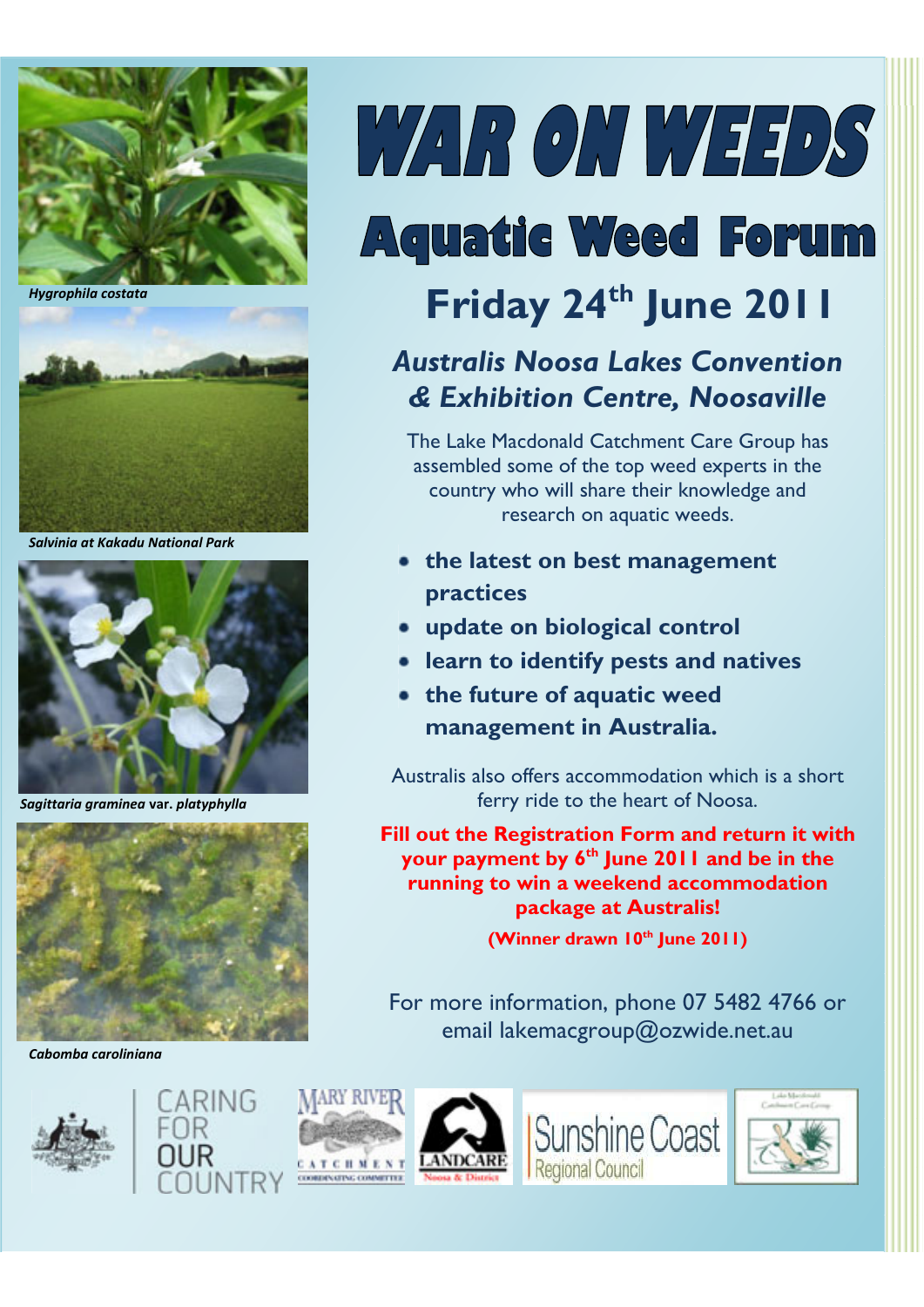*Hygrophila costata*

*Salvinia at Kakadu National Park*

*Sagittaria graminea* var. *platyphylla*

*Cabomba caroliniana*

# WAR ON WEEDS

## Aquatic Weed Forum

## Friday 24th June 2011

### *Australis Noosa Lakes Convention & Exhibition Centre, Noosaville*

The Lake Macdonald Catchment Care Group has assembled some of the top weed experts in the country who will share their knowledge and research on aquatic weeds.

- **the latest on best management practices**
- **update on biological control**
- **learn to identify pests and natives**
- **the future of aquatic weed management in Australia.**

Australis also offers accommodation which is a short ferry ride to the heart of Noosa.

**Fill out the Registration Form and return it with your payment by 6th June 2011 and be in the running to win a weekend accommodation package at Australis!**

**(Winner drawn 10th June 2011)**

For more information, phone 07 5482 4766 or email lakemacgroup@ozwide.net.au

CARING FOR OUR COUNTRY

MARY RIVER CATCHMENT COORDINATING COMMITTEE

LANDCARE Noosa & District

Sunshine Coast Regional Council

Lake Macdonald Catchment Care Group